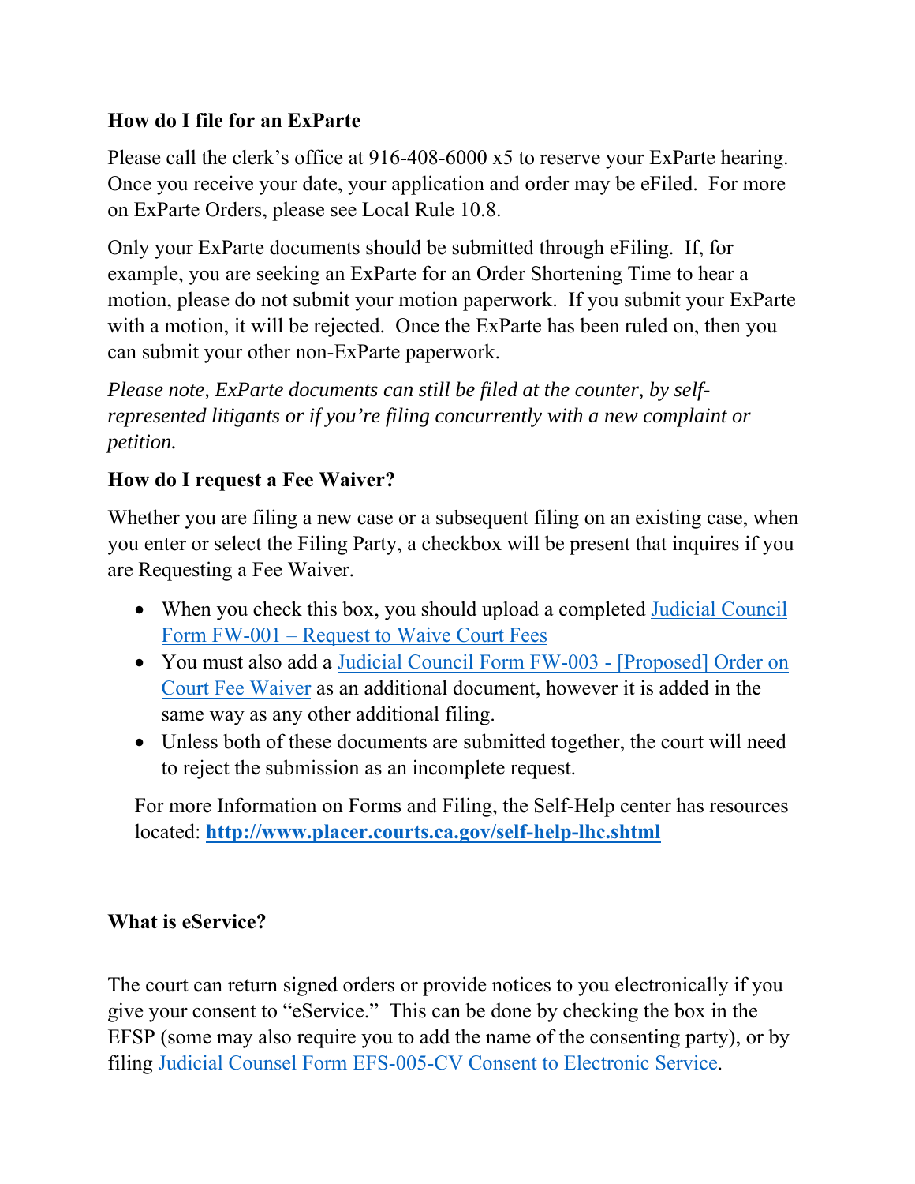**How do I file for an ExParte**

Please call the clerk's office at 916-408-6000 x5 to reserve your ExParte hearing. Once you receive your date, your application and order may be eFiled. For more on ExParte Orders, please see Local Rule 10.8.

Only your ExParte documents should be submitted through eFiling. If, for example, you are seeking an ExParte for an Order Shortening Time to hear a motion, please do not submit your motion paperwork. If you submit your ExParte with a motion, it will be rejected. Once the ExParte has been ruled on, then you can submit your other non-ExParte paperwork.

*Please note, ExParte documents can still be filed at the counter, by self-represented litigants or if you're filing concurrently with a new complaint or petition.*

**How do I request a Fee Waiver?**

Whether you are filing a new case or a subsequent filing on an existing case, when you enter or select the Filing Party, a checkbox will be present that inquires if you are Requesting a Fee Waiver.

- When you check this box, you should upload a completed Judicial Council Form FW-001 – Request to Waive Court Fees
- You must also add a Judicial Council Form FW-003 - [Proposed] Order on Court Fee Waiver as an additional document, however it is added in the same way as any other additional filing.
- Unless both of these documents are submitted together, the court will need to reject the submission as an incomplete request.

For more Information on Forms and Filing, the Self-Help center has resources located: **http://www.placer.courts.ca.gov/self-help-lhc.shtml**

**What is eService?**

The court can return signed orders or provide notices to you electronically if you give your consent to "eService." This can be done by checking the box in the EFSP (some may also require you to add the name of the consenting party), or by filing Judicial Counsel Form EFS-005-CV Consent to Electronic Service.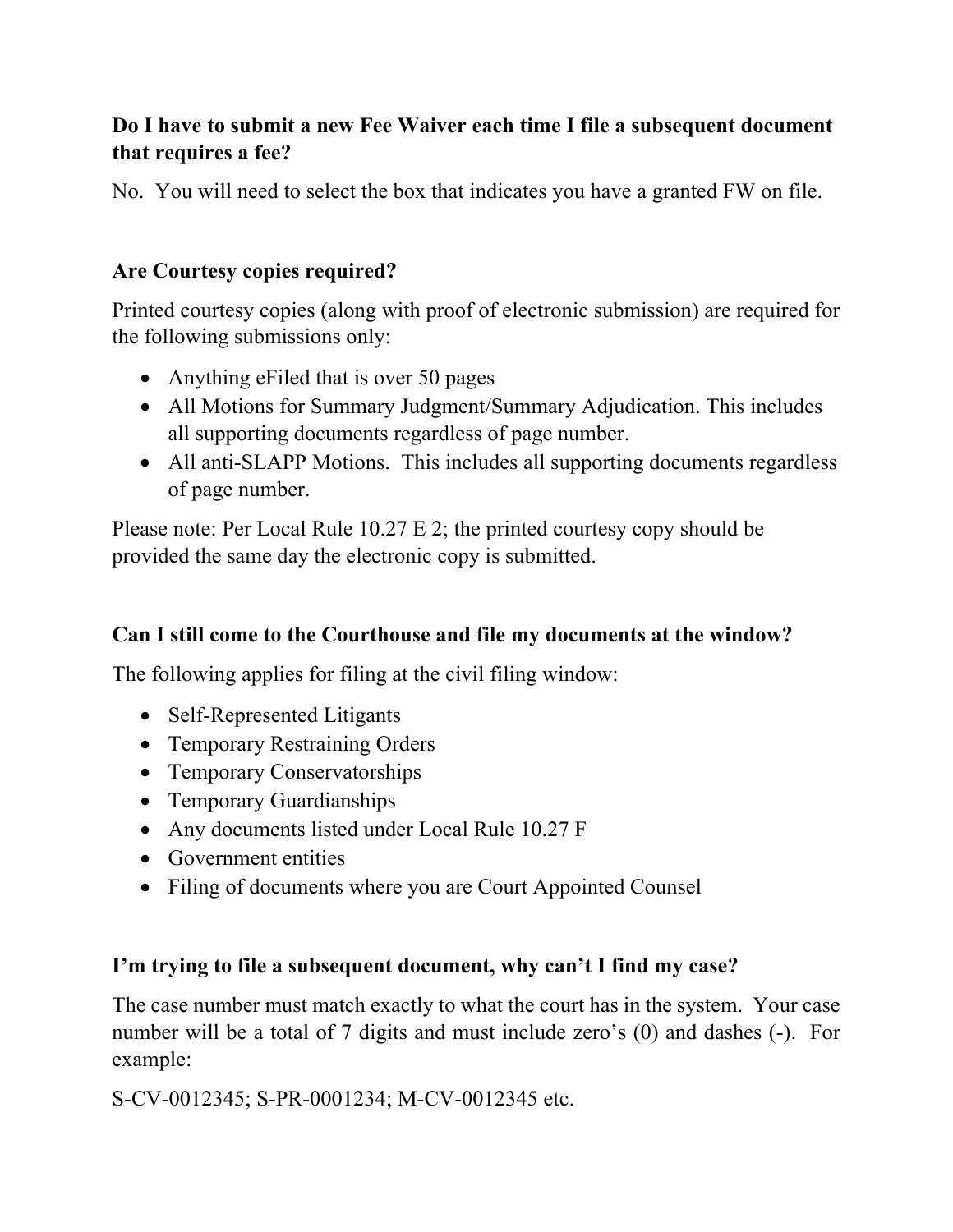**Do I have to submit a new Fee Waiver each time I file a subsequent document that requires a fee?**

No. You will need to select the box that indicates you have a granted FW on file.

**Are Courtesy copies required?**

Printed courtesy copies (along with proof of electronic submission) are required for the following submissions only:

- Anything eFiled that is over 50 pages
- All Motions for Summary Judgment/Summary Adjudication. This includes all supporting documents regardless of page number.
- All anti-SLAPP Motions. This includes all supporting documents regardless of page number.

Please note: Per Local Rule 10.27 E 2; the printed courtesy copy should be provided the same day the electronic copy is submitted.

**Can I still come to the Courthouse and file my documents at the window?**

The following applies for filing at the civil filing window:

- Self-Represented Litigants
- Temporary Restraining Orders
- Temporary Conservatorships
- Temporary Guardianships
- Any documents listed under Local Rule 10.27 F
- Government entities
- Filing of documents where you are Court Appointed Counsel

**I'm trying to file a subsequent document, why can't I find my case?**

The case number must match exactly to what the court has in the system. Your case number will be a total of 7 digits and must include zero's (0) and dashes (-). For example:

S-CV-0012345; S-PR-0001234; M-CV-0012345 etc.